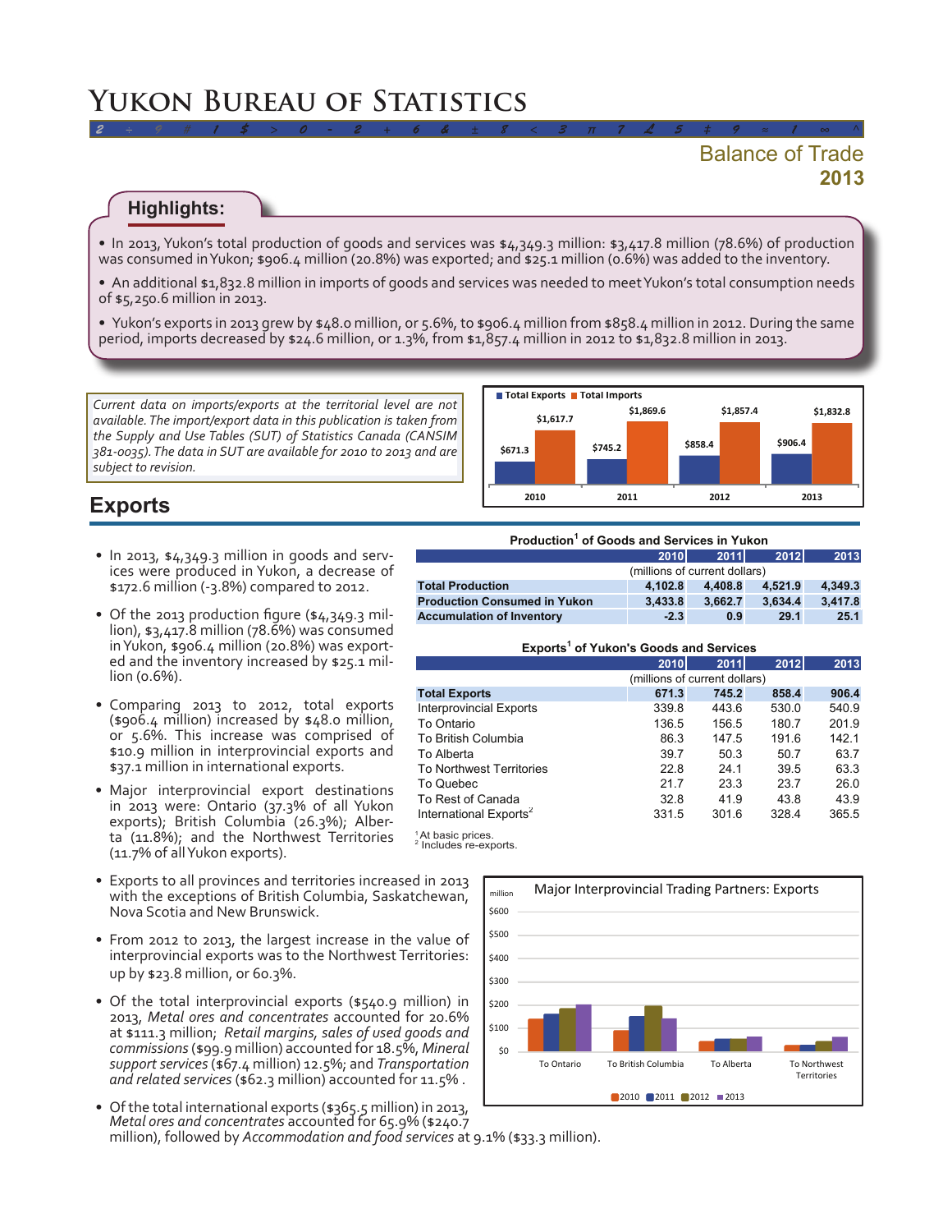# Yukon Bureau of Statistics

## Balance of Trade
## 2013

### Highlights:

- In 2013, Yukon's total production of goods and services was $4,349.3 million: $3,417.8 million (78.6%) of production was consumed in Yukon; $906.4 million (20.8%) was exported; and $25.1 million (0.6%) was added to the inventory.
- An additional $1,832.8 million in imports of goods and services was needed to meet Yukon's total consumption needs of $5,250.6 million in 2013.
- Yukon's exports in 2013 grew by $48.0 million, or 5.6%, to $906.4 million from $858.4 million in 2012. During the same period, imports decreased by $24.6 million, or 1.3%, from $1,857.4 million in 2012 to $1,832.8 million in 2013.

*Current data on imports/exports at the territorial level are not available. The import/export data in this publication is taken from the Supply and Use Tables (SUT) of Statistics Canada (CANSIM 381-0035). The data in SUT are available for 2010 to 2013 and are subject to revision.*

| | Total Exports | Total Imports |
|---|---|---|
| 2010 | $671.3 | $1,617.7 |
| 2011 | $745.2 | $1,869.6 |
| 2012 | $858.4 | $1,857.4 |
| 2013 | $906.4 | $1,832.8 |

## Exports

- In 2013, $4,349.3 million in goods and services were produced in Yukon, a decrease of $172.6 million (-3.8%) compared to 2012.
- Of the 2013 production figure ($4,349.3 million), $3,417.8 million (78.6%) was consumed in Yukon, $906.4 million (20.8%) was exported and the inventory increased by $25.1 million (0.6%).
- Comparing 2013 to 2012, total exports ($906.4 million) increased by $48.0 million, or 5.6%. This increase was comprised of $10.9 million in interprovincial exports and $37.1 million in international exports.
- Major interprovincial export destinations in 2013 were: Ontario (37.3% of all Yukon exports); British Columbia (26.3%); Alberta (11.8%); and the Northwest Territories (11.7% of all Yukon exports).
- Exports to all provinces and territories increased in 2013 with the exceptions of British Columbia, Saskatchewan, Nova Scotia and New Brunswick.
- From 2012 to 2013, the largest increase in the value of interprovincial exports was to the Northwest Territories: up by $23.8 million, or 60.3%.
- Of the total interprovincial exports ($540.9 million) in 2013, *Metal ores and concentrates* accounted for 20.6% at $111.3 million; *Retail margins, sales of used goods and commissions* ($99.9 million) accounted for 18.5%, *Mineral support services* ($67.4 million) 12.5%; and *Transportation and related services* ($62.3 million) accounted for 11.5% .
- Of the total international exports ($365.5 million) in 2013, *Metal ores and concentrates* accounted for 65.9% ($240.7 million), followed by *Accommodation and food services* at 9.1% ($33.3 million).

**Production[1] of Goods and Services in Yukon**

| | 2010 | 2011 | 2012 | 2013 |
|---|---|---|---|---|
| | (millions of current dollars) | | | |
| **Total Production** | 4,102.8 | 4,408.8 | 4,521.9 | 4,349.3 |
| **Production Consumed in Yukon** | 3,433.8 | 3,662.7 | 3,634.4 | 3,417.8 |
| **Accumulation of Inventory** | -2.3 | 0.9 | 29.1 | 25.1 |

**Exports[1] of Yukon's Goods and Services**

| | 2010 | 2011 | 2012 | 2013 |
|---|---|---|---|---|
| | (millions of current dollars) | | | |
| **Total Exports** | 671.3 | 745.2 | 858.4 | 906.4 |
| Interprovincial Exports | 339.8 | 443.6 | 530.0 | 540.9 |
| To Ontario | 136.5 | 156.5 | 180.7 | 201.9 |
| To British Columbia | 86.3 | 147.5 | 191.6 | 142.1 |
| To Alberta | 39.7 | 50.3 | 50.7 | 63.7 |
| To Northwest Territories | 22.8 | 24.1 | 39.5 | 63.3 |
| To Quebec | 21.7 | 23.3 | 23.7 | 26.0 |
| To Rest of Canada | 32.8 | 41.9 | 43.8 | 43.9 |
| International Exports[2] | 331.5 | 301.6 | 328.4 | 365.5 |

[1] At basic prices.
[2] Includes re-exports.

**Major Interprovincial Trading Partners: Exports**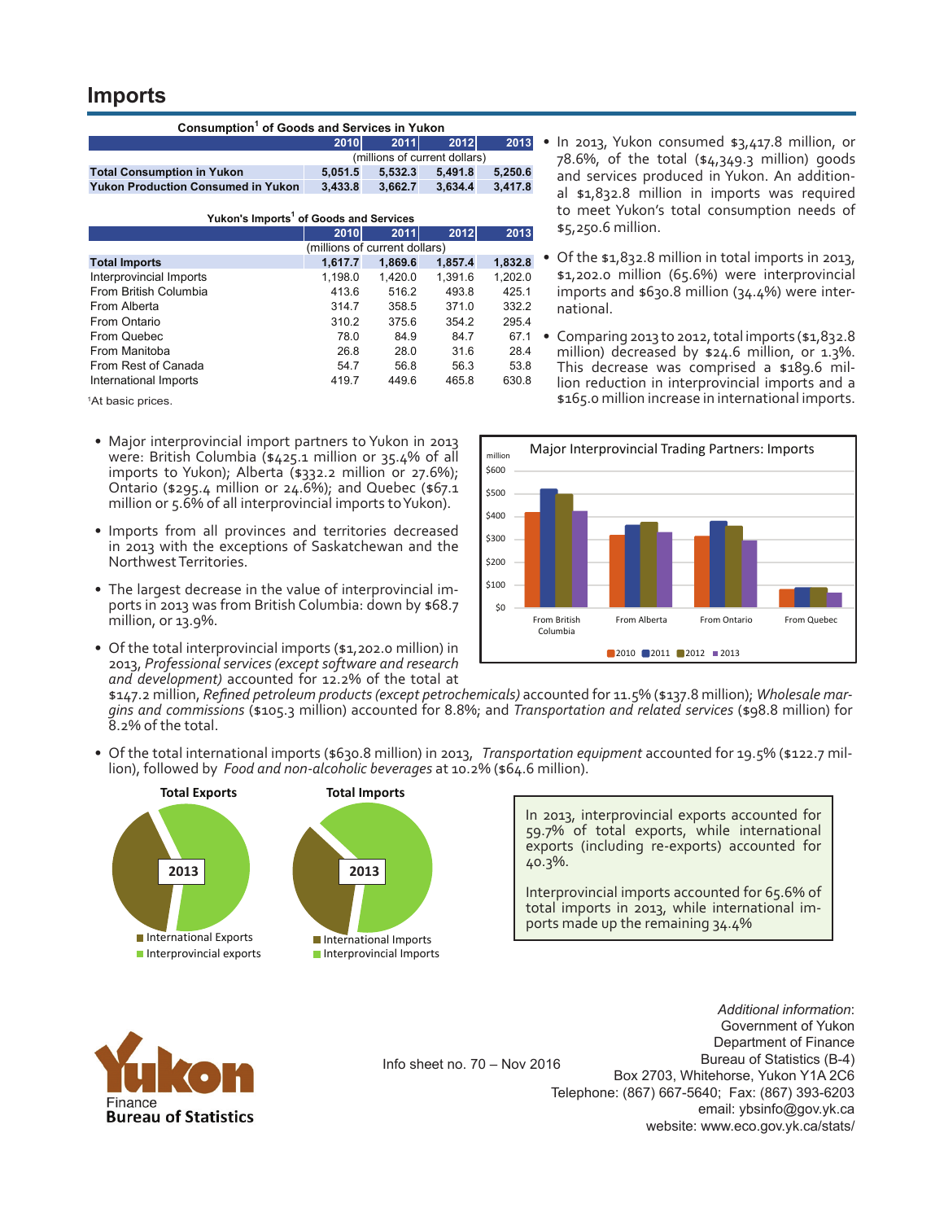# Imports

**Consumption[1] of Goods and Services in Yukon**

| | 2010 | 2011 | 2012 | 2013 |
|---|---|---|---|---|
| | (millions of current dollars) | | | |
| **Total Consumption in Yukon** | **5,051.5** | **5,532.3** | **5,491.8** | **5,250.6** |
| **Yukon Production Consumed in Yukon** | **3,433.8** | **3,662.7** | **3,634.4** | **3,417.8** |

**Yukon's Imports[1] of Goods and Services**

| | 2010 | 2011 | 2012 | 2013 |
|---|---|---|---|---|
| | (millions of current dollars) | | | |
| **Total Imports** | **1,617.7** | **1,869.6** | **1,857.4** | **1,832.8** |
| Interprovincial Imports | 1,198.0 | 1,420.0 | 1,391.6 | 1,202.0 |
| From British Columbia | 413.6 | 516.2 | 493.8 | 425.1 |
| From Alberta | 314.7 | 358.5 | 371.0 | 332.2 |
| From Ontario | 310.2 | 375.6 | 354.2 | 295.4 |
| From Quebec | 78.0 | 84.9 | 84.7 | 67.1 |
| From Manitoba | 26.8 | 28.0 | 31.6 | 28.4 |
| From Rest of Canada | 54.7 | 56.8 | 56.3 | 53.8 |
| International Imports | 419.7 | 449.6 | 465.8 | 630.8 |

[1]At basic prices.

- In 2013, Yukon consumed $3,417.8 million, or 78.6%, of the total ($4,349.3 million) goods and services produced in Yukon. An additional $1,832.8 million in imports was required to meet Yukon's total consumption needs of $5,250.6 million.
- Of the $1,832.8 million in total imports in 2013, $1,202.0 million (65.6%) were interprovincial imports and $630.8 million (34.4%) were international.
- Comparing 2013 to 2012, total imports ($1,832.8 million) decreased by $24.6 million, or 1.3%. This decrease was comprised a $189.6 million reduction in interprovincial imports and a $165.0 million increase in international imports.

- Major interprovincial import partners to Yukon in 2013 were: British Columbia ($425.1 million or 35.4% of all imports to Yukon); Alberta ($332.2 million or 27.6%); Ontario ($295.4 million or 24.6%); and Quebec ($67.1 million or 5.6% of all interprovincial imports to Yukon).
- Imports from all provinces and territories decreased in 2013 with the exceptions of Saskatchewan and the Northwest Territories.
- The largest decrease in the value of interprovincial imports in 2013 was from British Columbia: down by $68.7 million, or 13.9%.

Major Interprovincial Trading Partners: Imports

million
$600
$500
$400
$300
$200
$100
$0

From British Columbia
From Alberta
From Ontario
From Quebec

2010 2011 2012 2013

- Of the total interprovincial imports ($1,202.0 million) in 2013, *Professional services (except software and research and development)* accounted for 12.2% of the total at $147.2 million, *Refined petroleum products (except petrochemicals)* accounted for 11.5% ($137.8 million); *Wholesale margins and commissions* ($105.3 million) accounted for 8.8%; and *Transportation and related services* ($98.8 million) for 8.2% of the total.
- Of the total international imports ($630.8 million) in 2013, *Transportation equipment* accounted for 19.5% ($122.7 million), followed by *Food and non-alcoholic beverages* at 10.2% ($64.6 million).

**Total Exports**

2013

International Exports
Interprovincial exports

**Total Imports**

2013

International Imports
Interprovincial Imports

In 2013, interprovincial exports accounted for 59.7% of total exports, while international exports (including re-exports) accounted for 40.3%.

Interprovincial imports accounted for 65.6% of total imports in 2013, while international imports made up the remaining 34.4%

Yukon
Finance
**Bureau of Statistics**

Info sheet no. 70 – Nov 2016

*Additional information*:
Government of Yukon
Department of Finance
Bureau of Statistics (B-4)
Box 2703, Whitehorse, Yukon Y1A 2C6
Telephone: (867) 667-5640; Fax: (867) 393-6203
email: ybsinfo@gov.yk.ca
website: www.eco.gov.yk.ca/stats/